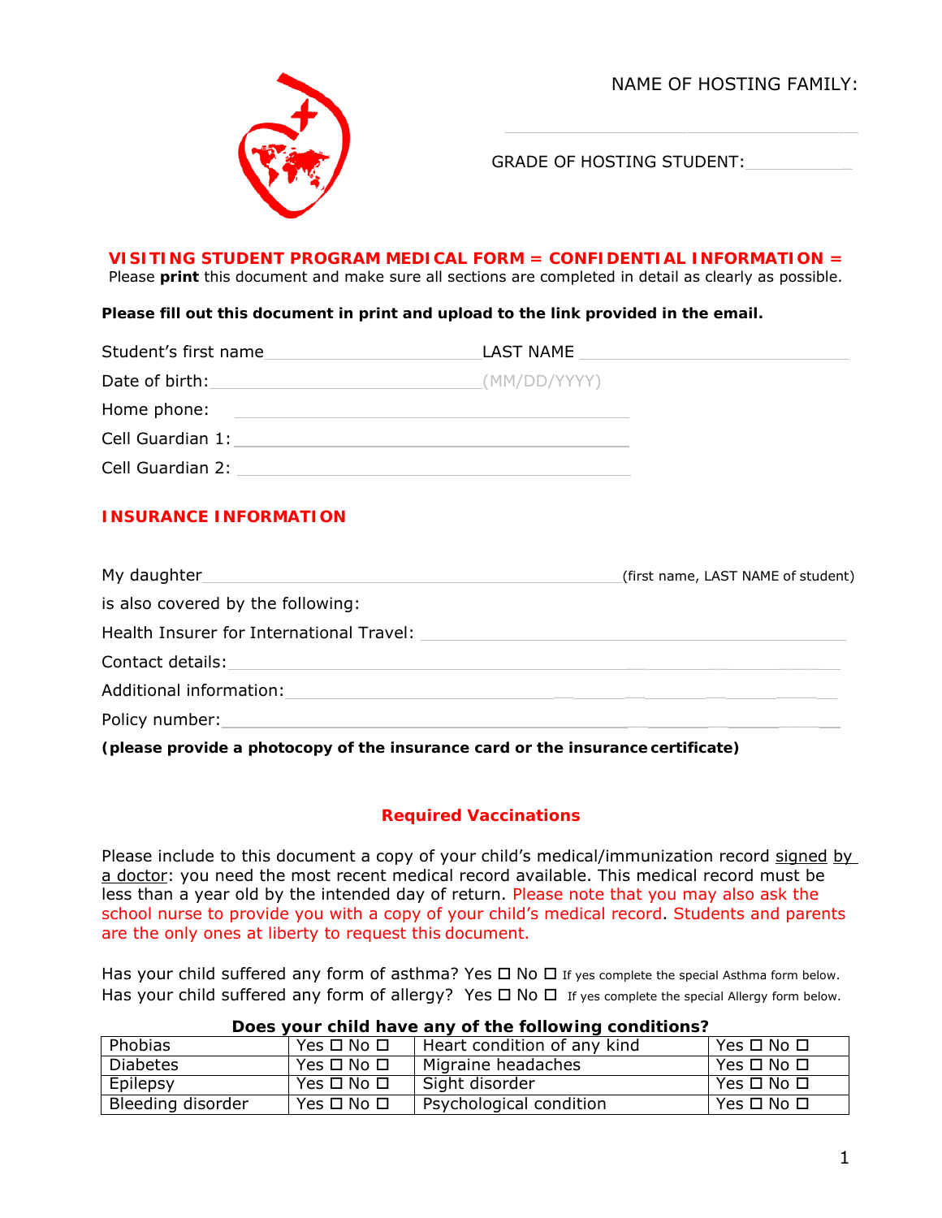NAME OF HOSTING FAMILY: ____________________

GRADE OF HOSTING STUDENT: __________

**VISITING STUDENT PROGRAM MEDICAL FORM = CONFIDENTIAL INFORMATION =**

Please **print** this document and make sure all sections are completed in detail as clearly as possible.

**Please fill out this document in print and upload to the link provided in the email.**

Student's first name ____________________ LAST NAME ____________________

Date of birth: ____________________ (MM/DD/YYYY)

Home phone: ____________________

Cell Guardian 1: ____________________

Cell Guardian 2: ____________________

## INSURANCE INFORMATION

My daughter ____________________ (first name, LAST NAME of student)

is also covered by the following:

Health Insurer for International Travel: ____________________

Contact details: ____________________

Additional information: ____________________

Policy number: ____________________

**(please provide a photocopy of the insurance card or the insurance certificate)**

## Required Vaccinations

Please include to this document a copy of your child's medical/immunization record <u>signed by a doctor</u>: you need the most recent medical record available. This medical record must be less than a year old by the intended day of return. Please note that you may also ask the school nurse to provide you with a copy of your child's medical record. Students and parents are the only ones at liberty to request this document.

Has your child suffered any form of asthma? Yes ☐ No ☐ If yes complete the special Asthma form below.
Has your child suffered any form of allergy? Yes ☐ No ☐ If yes complete the special Allergy form below.

**Does your child have any of the following conditions?**

| Phobias | Yes ☐ No ☐ | Heart condition of any kind | Yes ☐ No ☐ |
|---|---|---|---|
| Diabetes | Yes ☐ No ☐ | Migraine headaches | Yes ☐ No ☐ |
| Epilepsy | Yes ☐ No ☐ | Sight disorder | Yes ☐ No ☐ |
| Bleeding disorder | Yes ☐ No ☐ | Psychological condition | Yes ☐ No ☐ |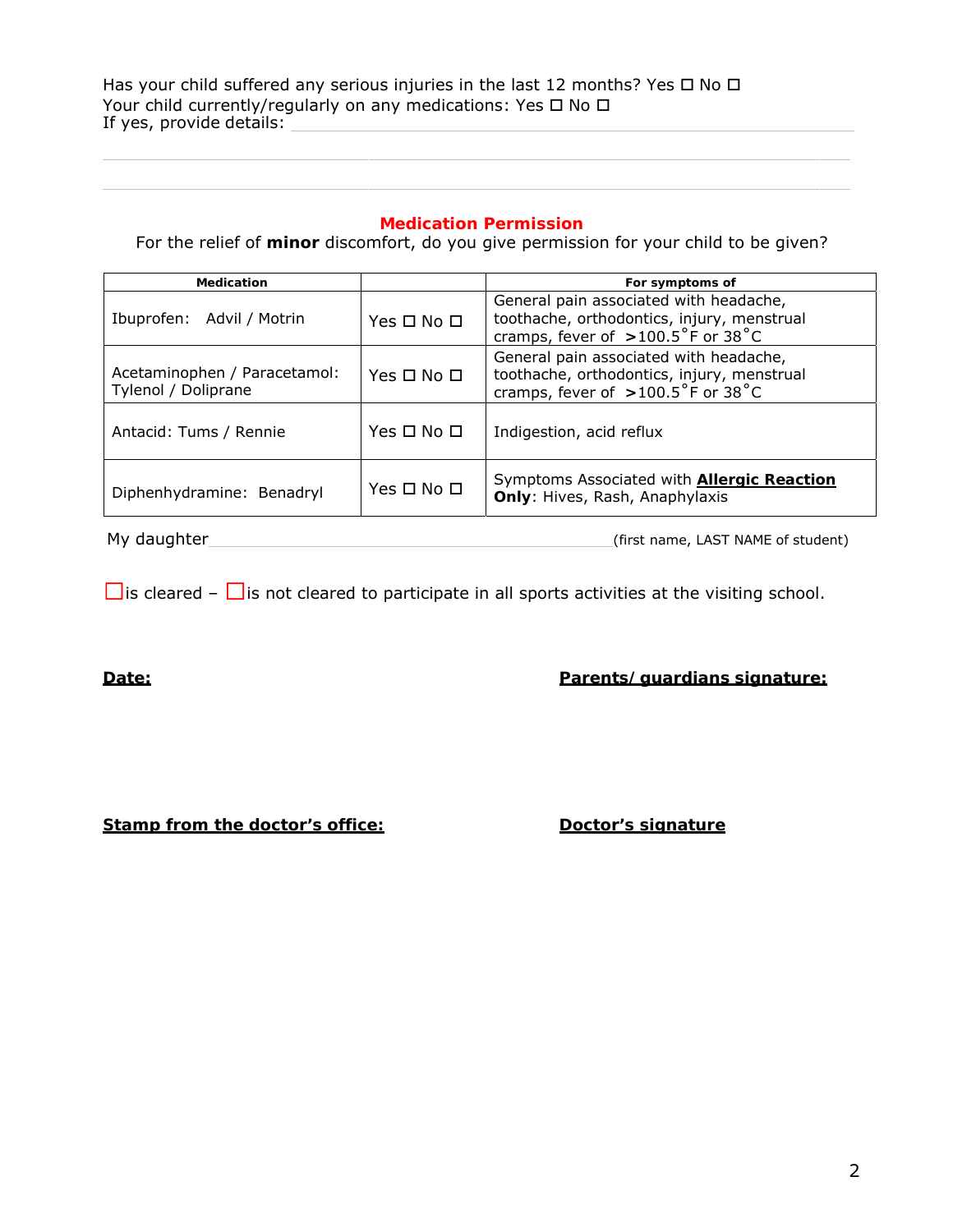Has your child suffered any serious injuries in the last 12 months? Yes ☐ No ☐
Your child currently/regularly on any medications: Yes ☐ No ☐
If yes, provide details: ____________________________________________

____________________________________________

____________________________________________

## Medication Permission

For the relief of **minor** discomfort, do you give permission for your child to be given?

| **Medication** | | **For symptoms of** |
|---|---|---|
| Ibuprofen: Advil / Motrin | Yes ☐ No ☐ | General pain associated with headache, toothache, orthodontics, injury, menstrual cramps, fever of >100.5˚F or 38˚C |
| Acetaminophen / Paracetamol: Tylenol / Doliprane | Yes ☐ No ☐ | General pain associated with headache, toothache, orthodontics, injury, menstrual cramps, fever of >100.5˚F or 38˚C |
| Antacid: Tums / Rennie | Yes ☐ No ☐ | Indigestion, acid reflux |
| Diphenhydramine: Benadryl | Yes ☐ No ☐ | Symptoms Associated with **Allergic Reaction Only**: Hives, Rash, Anaphylaxis |

My daughter ____________________________________________ (first name, LAST NAME of student)

☐ is cleared – ☐ is not cleared to participate in all sports activities at the visiting school.

**Date:**

**Parents/ guardians signature:**

**Stamp from the doctor's office:**

**Doctor's signature**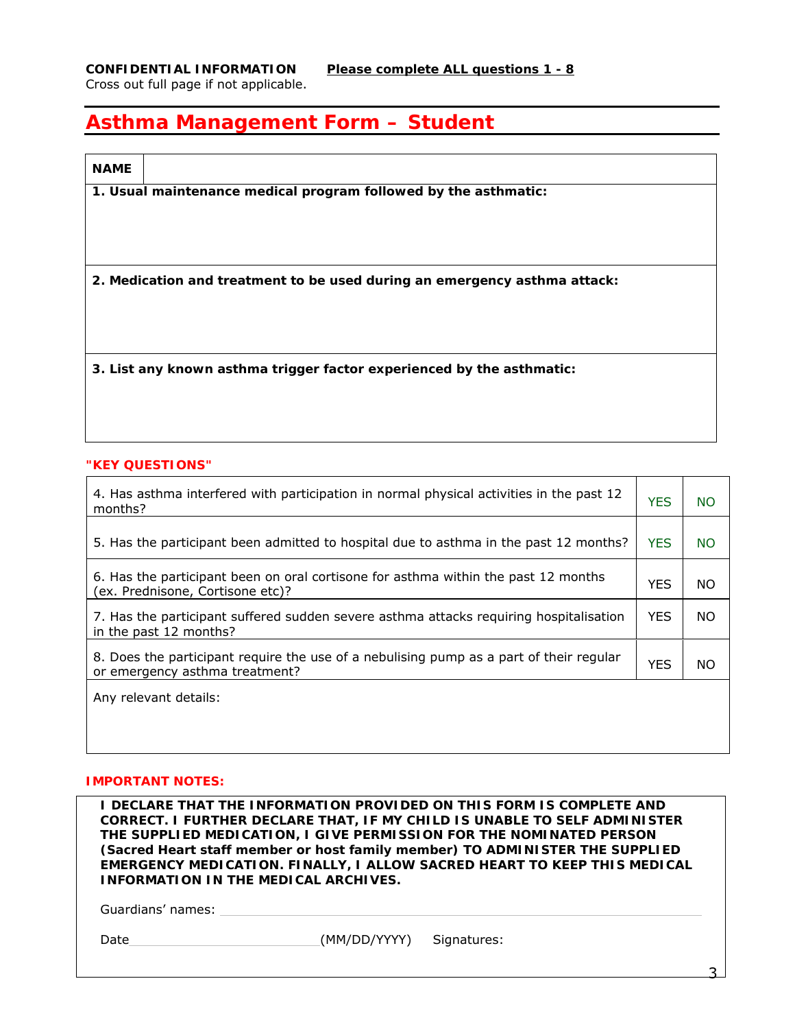**CONFIDENTIAL INFORMATION** **Please complete ALL questions 1 - 8**

Cross out full page if not applicable.

# Asthma Management Form – Student

| **NAME** | |
|---|---|
| **1. Usual maintenance medical program followed by the asthmatic:** | |
| **2. Medication and treatment to be used during an emergency asthma attack:** | |
| **3. List any known asthma trigger factor experienced by the asthmatic:** | |

**"KEY QUESTIONS"**

| | | |
|---|---|---|
| 4. Has asthma interfered with participation in normal physical activities in the past 12 months? | YES | NO |
| 5. Has the participant been admitted to hospital due to asthma in the past 12 months? | YES | NO |
| 6. Has the participant been on oral cortisone for asthma within the past 12 months (ex. Prednisone, Cortisone etc)? | YES | NO |
| 7. Has the participant suffered sudden severe asthma attacks requiring hospitalisation in the past 12 months? | YES | NO |
| 8. Does the participant require the use of a nebulising pump as a part of their regular or emergency asthma treatment? | YES | NO |
| Any relevant details: | | |

**IMPORTANT NOTES:**

**I DECLARE THAT THE INFORMATION PROVIDED ON THIS FORM IS COMPLETE AND CORRECT. I FURTHER DECLARE THAT, IF MY CHILD IS UNABLE TO SELF ADMINISTER THE SUPPLIED MEDICATION, I GIVE PERMISSION FOR THE NOMINATED PERSON (Sacred Heart staff member or host family member) TO ADMINISTER THE SUPPLIED EMERGENCY MEDICATION. FINALLY, I ALLOW SACRED HEART TO KEEP THIS MEDICAL INFORMATION IN THE MEDICAL ARCHIVES.**

Guardians' names: ______________________________

Date______________________(MM/DD/YYYY) Signatures: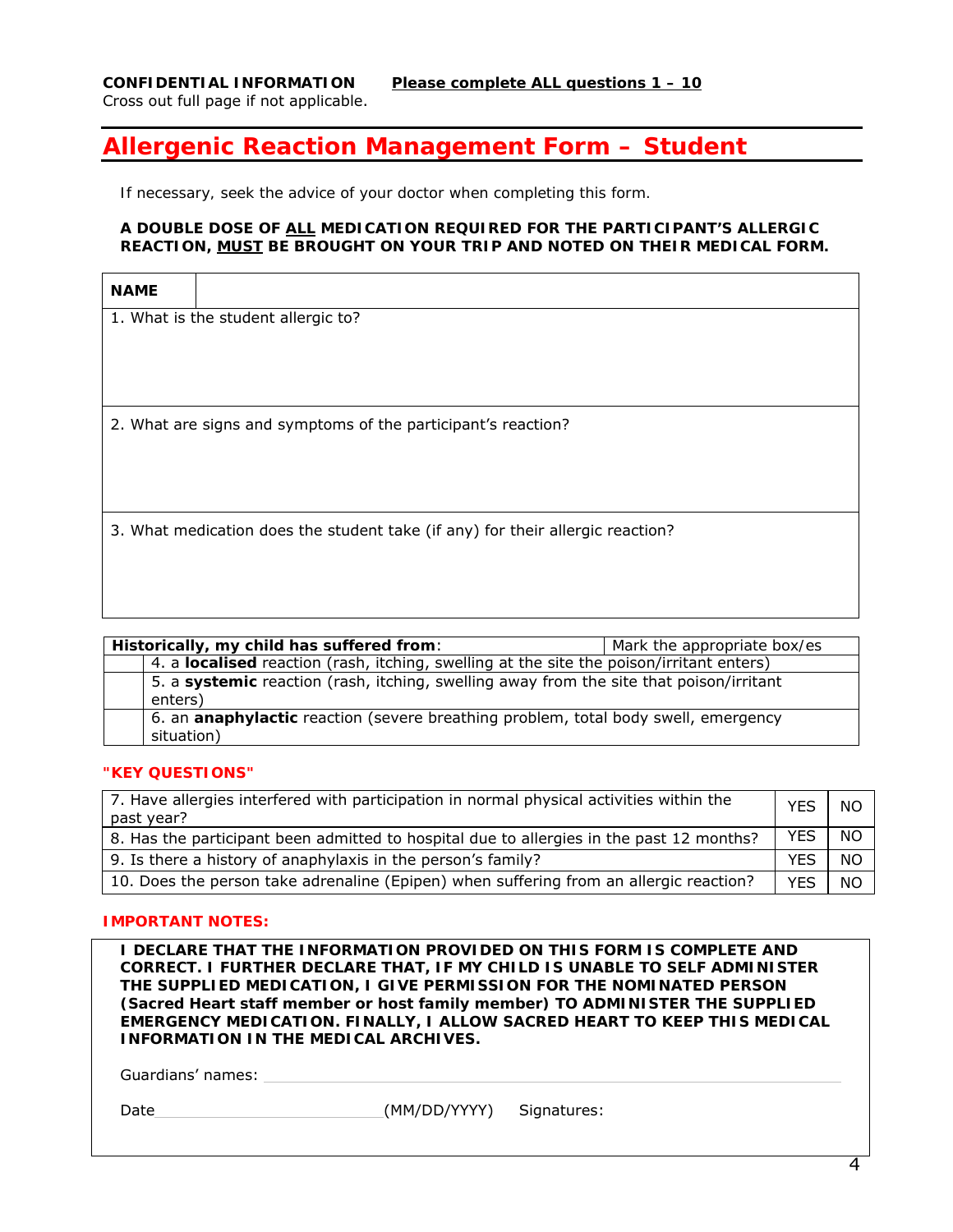**CONFIDENTIAL INFORMATION** **Please complete ALL questions 1 – 10**

Cross out full page if not applicable.

# Allergenic Reaction Management Form – Student

If necessary, seek the advice of your doctor when completing this form.

**A DOUBLE DOSE OF ALL MEDICATION REQUIRED FOR THE PARTICIPANT'S ALLERGIC REACTION, MUST BE BROUGHT ON YOUR TRIP AND NOTED ON THEIR MEDICAL FORM.**

| **NAME** | |
|---|---|
| 1. What is the student allergic to? | |
| 2. What are signs and symptoms of the participant's reaction? | |
| 3. What medication does the student take (if any) for their allergic reaction? | |

| **Historically, my child has suffered from**: | Mark the appropriate box/es |
|---|---|
| | 4. a **localised** reaction (rash, itching, swelling at the site the poison/irritant enters) |
| | 5. a **systemic** reaction (rash, itching, swelling away from the site that poison/irritant enters) |
| | 6. an **anaphylactic** reaction (severe breathing problem, total body swell, emergency situation) |

**"KEY QUESTIONS"**

| | | |
|---|---|---|
| 7. Have allergies interfered with participation in normal physical activities within the past year? | YES | NO |
| 8. Has the participant been admitted to hospital due to allergies in the past 12 months? | YES | NO |
| 9. Is there a history of anaphylaxis in the person's family? | YES | NO |
| 10. Does the person take adrenaline (Epipen) when suffering from an allergic reaction? | YES | NO |

**IMPORTANT NOTES:**

**I DECLARE THAT THE INFORMATION PROVIDED ON THIS FORM IS COMPLETE AND CORRECT. I FURTHER DECLARE THAT, IF MY CHILD IS UNABLE TO SELF ADMINISTER THE SUPPLIED MEDICATION, I GIVE PERMISSION FOR THE NOMINATED PERSON (Sacred Heart staff member or host family member) TO ADMINISTER THE SUPPLIED EMERGENCY MEDICATION. FINALLY, I ALLOW SACRED HEART TO KEEP THIS MEDICAL INFORMATION IN THE MEDICAL ARCHIVES.**

Guardians' names: ______________________________

Date______________________(MM/DD/YYYY) Signatures: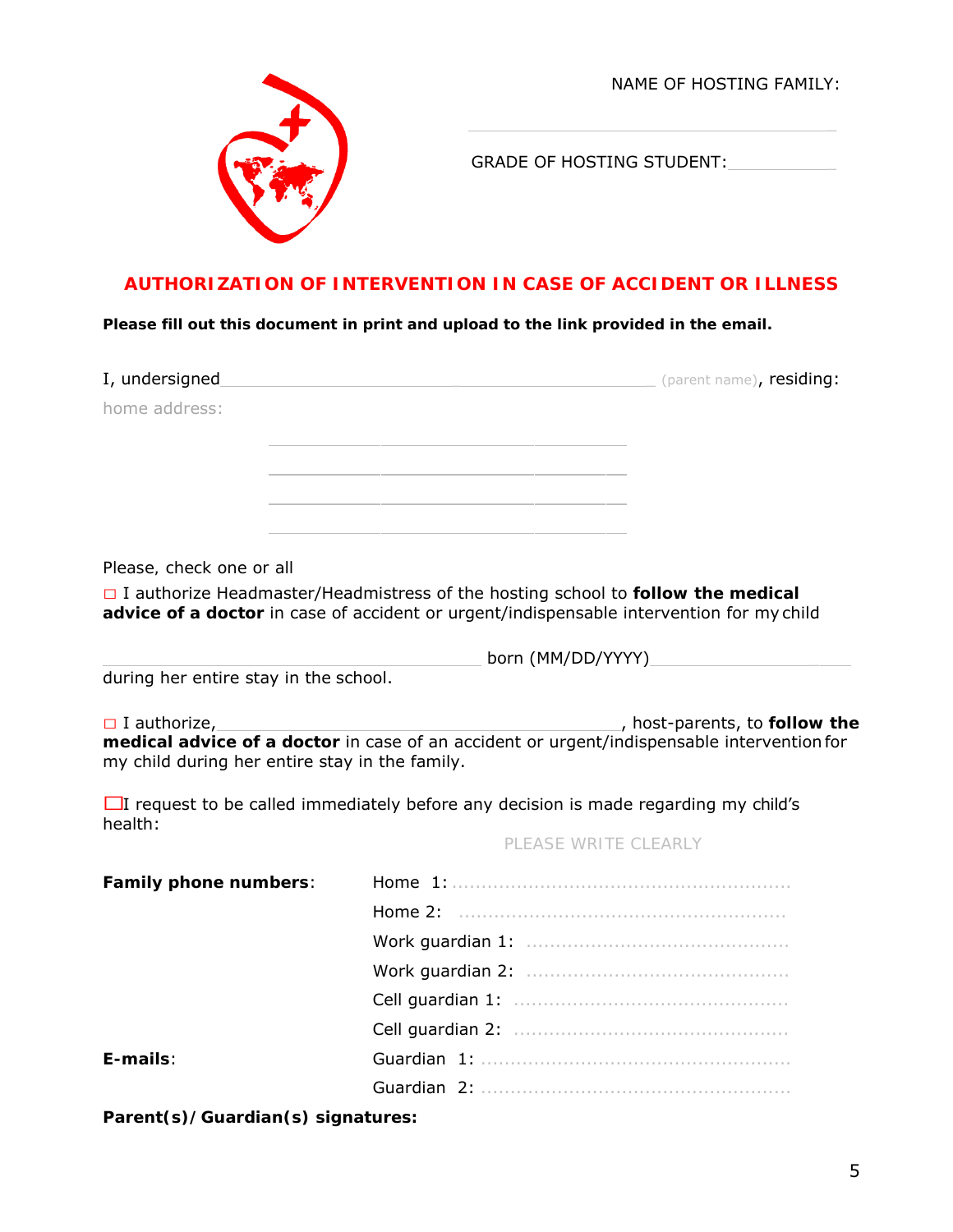NAME OF HOSTING FAMILY:

\_\_\_\_\_\_\_\_\_\_\_\_\_\_\_\_\_\_\_\_\_\_\_\_\_\_\_\_\_\_\_\_\_\_\_\_\_\_

GRADE OF HOSTING STUDENT:\_\_\_\_\_\_\_\_\_\_

## AUTHORIZATION OF INTERVENTION IN CASE OF ACCIDENT OR ILLNESS

**Please fill out this document in print and upload to the link provided in the email.**

I, undersigned\_\_\_\_\_\_\_\_\_\_\_\_\_\_\_\_\_\_\_\_\_\_\_\_\_\_\_\_\_\_\_\_\_\_\_\_\_\_\_\_\_\_ (parent name), residing:

home address:

\_\_\_\_\_\_\_\_\_\_\_\_\_\_\_\_\_\_\_\_\_\_\_\_\_\_\_\_\_\_\_\_\_\_\_\_

\_\_\_\_\_\_\_\_\_\_\_\_\_\_\_\_\_\_\_\_\_\_\_\_\_\_\_\_\_\_\_\_\_\_\_\_

\_\_\_\_\_\_\_\_\_\_\_\_\_\_\_\_\_\_\_\_\_\_\_\_\_\_\_\_\_\_\_\_\_\_\_\_

\_\_\_\_\_\_\_\_\_\_\_\_\_\_\_\_\_\_\_\_\_\_\_\_\_\_\_\_\_\_\_\_\_\_\_\_

Please, check one or all

☐ I authorize Headmaster/Headmistress of the hosting school to **follow the medical advice of a doctor** in case of accident or urgent/indispensable intervention for my child

\_\_\_\_\_\_\_\_\_\_\_\_\_\_\_\_\_\_\_\_\_\_\_\_\_\_\_\_\_\_\_\_\_\_\_\_\_ born (MM/DD/YYYY)\_\_\_\_\_\_\_\_\_\_\_\_\_\_\_\_\_\_\_\_
during her entire stay in the school.

☐ I authorize,\_\_\_\_\_\_\_\_\_\_\_\_\_\_\_\_\_\_\_\_\_\_\_\_\_\_\_\_\_\_\_\_\_\_\_\_\_\_\_\_, host-parents, to **follow the medical advice of a doctor** in case of an accident or urgent/indispensable intervention for my child during her entire stay in the family.

☐ I request to be called immediately before any decision is made regarding my child's health:

PLEASE WRITE CLEARLY

**Family phone numbers**: 

Home 1: ........................................................

Home 2: ......................................................

Work guardian 1: ............................................

Work guardian 2: ............................................

Cell guardian 1: ..............................................

Cell guardian 2: ..............................................

**E-mails**: 

Guardian 1: ...................................................

Guardian 2: ...................................................

**Parent(s)/Guardian(s) signatures:**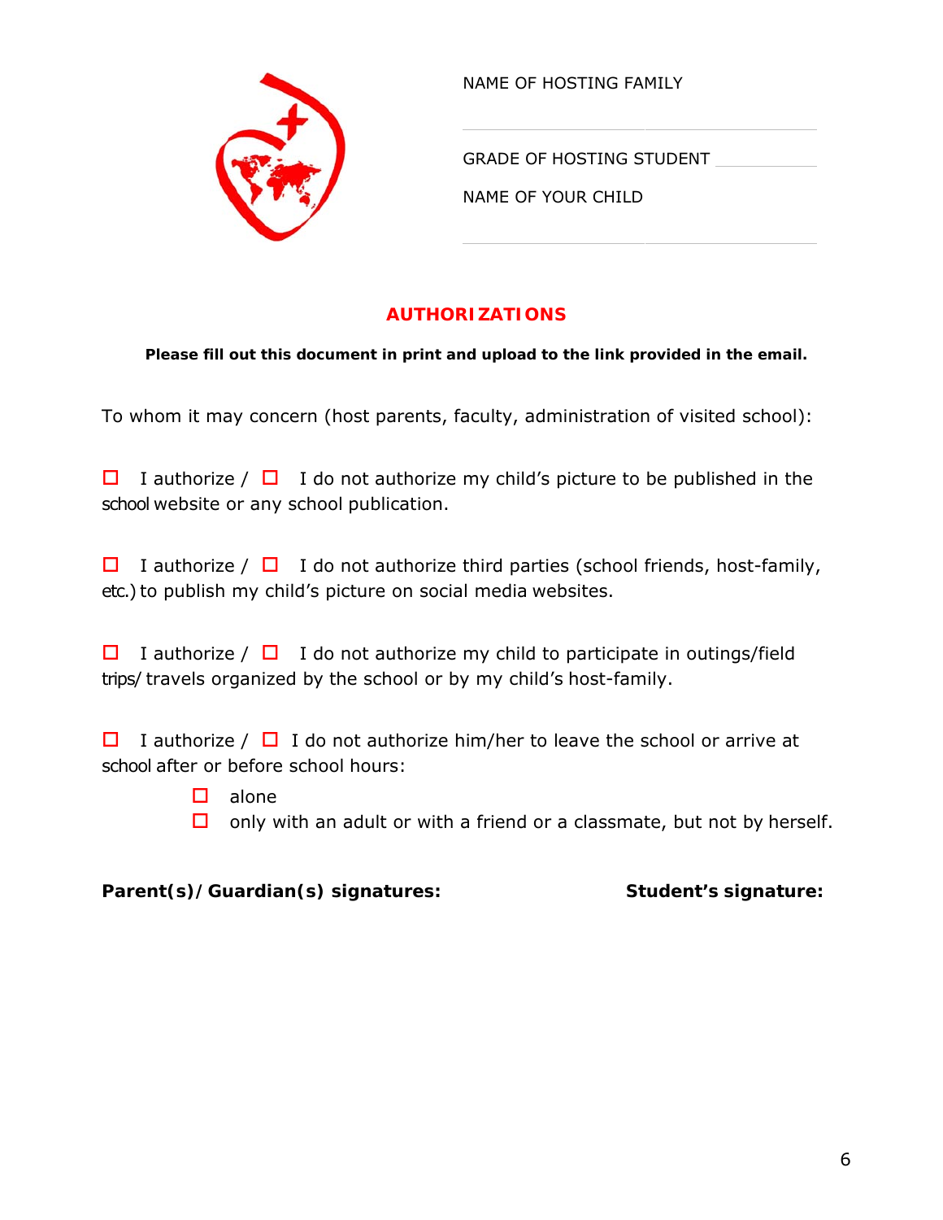NAME OF HOSTING FAMILY

\_\_\_\_\_\_\_\_\_\_\_\_\_\_\_\_\_\_\_\_\_\_\_\_\_\_\_\_\_\_

GRADE OF HOSTING STUDENT \_\_\_\_\_\_\_\_\_\_

NAME OF YOUR CHILD

\_\_\_\_\_\_\_\_\_\_\_\_\_\_\_\_\_\_\_\_\_\_\_\_\_\_\_\_\_\_

## AUTHORIZATIONS

**Please fill out this document in print and upload to the link provided in the email.**

To whom it may concern (host parents, faculty, administration of visited school):

☐ I authorize / ☐ I do not authorize my child's picture to be published in the school website or any school publication.

☐ I authorize / ☐ I do not authorize third parties (school friends, host-family, etc.) to publish my child's picture on social media websites.

☐ I authorize / ☐ I do not authorize my child to participate in outings/field trips/ travels organized by the school or by my child's host-family.

☐ I authorize / ☐ I do not authorize him/her to leave the school or arrive at school after or before school hours:

- ☐ alone
- ☐ only with an adult or with a friend or a classmate, but not by herself.

**Parent(s)/Guardian(s) signatures:** **Student's signature:**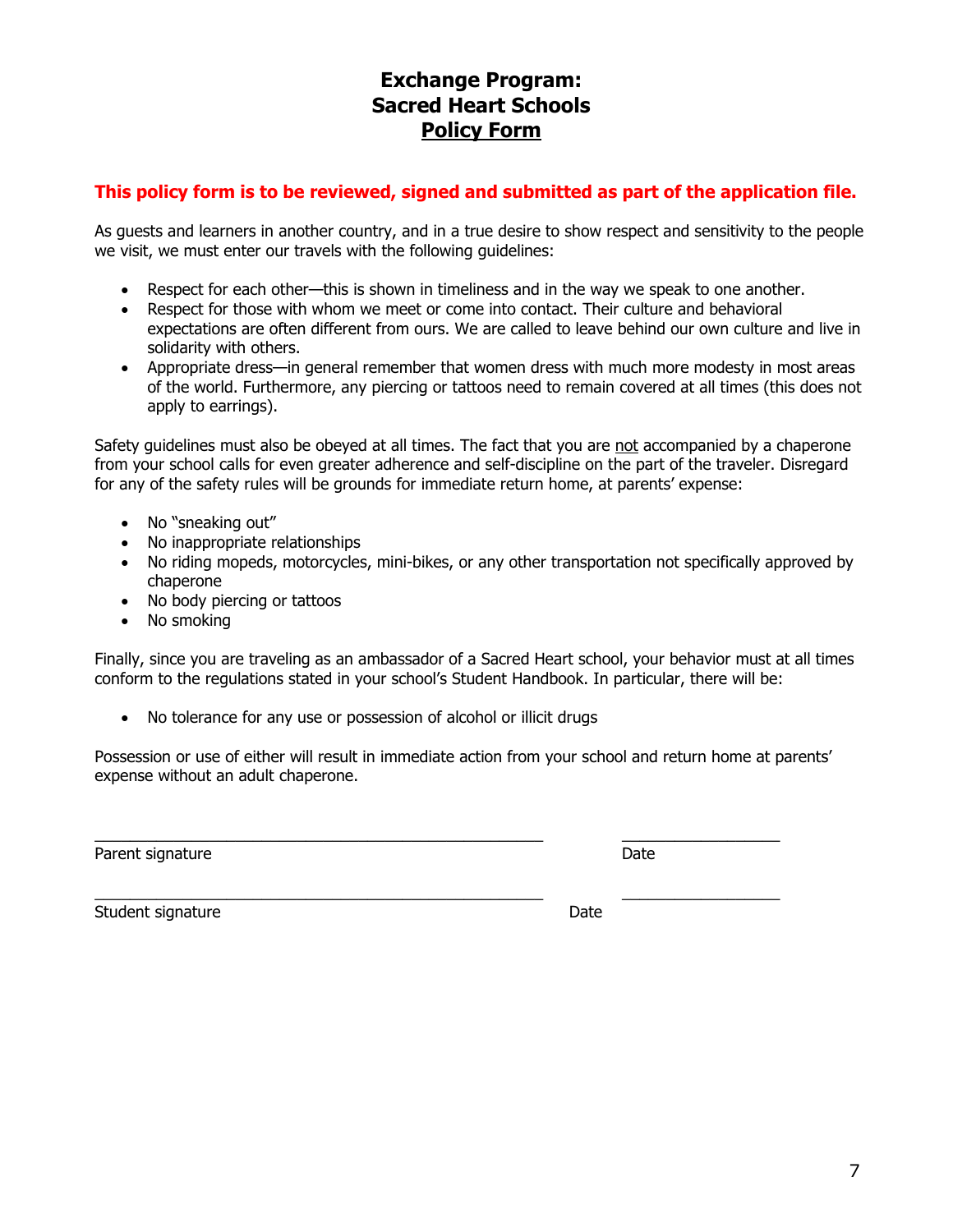# Exchange Program:
# Sacred Heart Schools
# Policy Form

**This policy form is to be reviewed, signed and submitted as part of the application file.**

As guests and learners in another country, and in a true desire to show respect and sensitivity to the people we visit, we must enter our travels with the following guidelines:

- Respect for each other—this is shown in timeliness and in the way we speak to one another.
- Respect for those with whom we meet or come into contact. Their culture and behavioral expectations are often different from ours. We are called to leave behind our own culture and live in solidarity with others.
- Appropriate dress—in general remember that women dress with much more modesty in most areas of the world. Furthermore, any piercing or tattoos need to remain covered at all times (this does not apply to earrings).

Safety guidelines must also be obeyed at all times. The fact that you are not accompanied by a chaperone from your school calls for even greater adherence and self-discipline on the part of the traveler. Disregard for any of the safety rules will be grounds for immediate return home, at parents' expense:

- No "sneaking out"
- No inappropriate relationships
- No riding mopeds, motorcycles, mini-bikes, or any other transportation not specifically approved by chaperone
- No body piercing or tattoos
- No smoking

Finally, since you are traveling as an ambassador of a Sacred Heart school, your behavior must at all times conform to the regulations stated in your school's Student Handbook. In particular, there will be:

- No tolerance for any use or possession of alcohol or illicit drugs

Possession or use of either will result in immediate action from your school and return home at parents' expense without an adult chaperone.

\_\_\_\_\_\_\_\_\_\_\_\_\_\_\_\_\_\_\_\_\_\_\_\_\_\_\_\_\_\_\_\_\_\_\_\_\_\_\_\_\_\_\_\_\_\_\_\_ \_\_\_\_\_\_\_\_\_\_\_\_\_\_\_\_\_\_

Parent signature Date

\_\_\_\_\_\_\_\_\_\_\_\_\_\_\_\_\_\_\_\_\_\_\_\_\_\_\_\_\_\_\_\_\_\_\_\_\_\_\_\_\_\_\_\_\_\_\_\_ \_\_\_\_\_\_\_\_\_\_\_\_\_\_\_\_\_\_

Student signature Date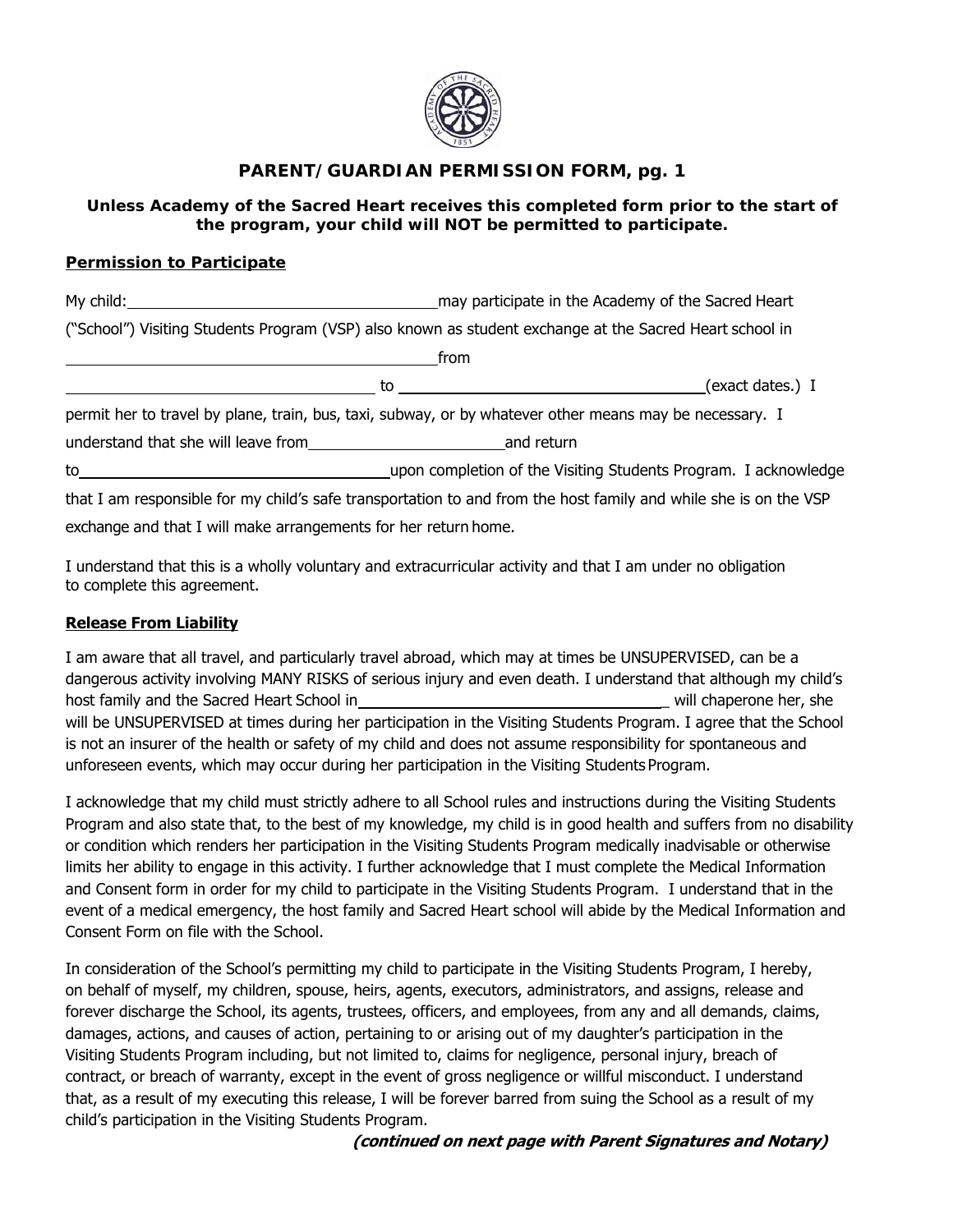## PARENT/GUARDIAN PERMISSION FORM, pg. 1

**Unless Academy of the Sacred Heart receives this completed form prior to the start of the program, your child will NOT be permitted to participate.**

**Permission to Participate**

My child: ____________________________________ may participate in the Academy of the Sacred Heart ("School") Visiting Students Program (VSP) also known as student exchange at the Sacred Heart school in ____________________________________________ from ____________________________________ to ____________________________________ (exact dates.) I permit her to travel by plane, train, bus, taxi, subway, or by whatever other means may be necessary. I understand that she will leave from ________________________ and return to____________________________________ upon completion of the Visiting Students Program. I acknowledge that I am responsible for my child's safe transportation to and from the host family and while she is on the VSP exchange and that I will make arrangements for her return home.

I understand that this is a wholly voluntary and extracurricular activity and that I am under no obligation to complete this agreement.

**Release From Liability**

I am aware that all travel, and particularly travel abroad, which may at times be UNSUPERVISED, can be a dangerous activity involving MANY RISKS of serious injury and even death. I understand that although my child's host family and the Sacred Heart School in ____________________________________ will chaperone her, she will be UNSUPERVISED at times during her participation in the Visiting Students Program. I agree that the School is not an insurer of the health or safety of my child and does not assume responsibility for spontaneous and unforeseen events, which may occur during her participation in the Visiting Students Program.

I acknowledge that my child must strictly adhere to all School rules and instructions during the Visiting Students Program and also state that, to the best of my knowledge, my child is in good health and suffers from no disability or condition which renders her participation in the Visiting Students Program medically inadvisable or otherwise limits her ability to engage in this activity. I further acknowledge that I must complete the Medical Information and Consent form in order for my child to participate in the Visiting Students Program. I understand that in the event of a medical emergency, the host family and Sacred Heart school will abide by the Medical Information and Consent Form on file with the School.

In consideration of the School's permitting my child to participate in the Visiting Students Program, I hereby, on behalf of myself, my children, spouse, heirs, agents, executors, administrators, and assigns, release and forever discharge the School, its agents, trustees, officers, and employees, from any and all demands, claims, damages, actions, and causes of action, pertaining to or arising out of my daughter's participation in the Visiting Students Program including, but not limited to, claims for negligence, personal injury, breach of contract, or breach of warranty, except in the event of gross negligence or willful misconduct. I understand that, as a result of my executing this release, I will be forever barred from suing the School as a result of my child's participation in the Visiting Students Program.

***(continued on next page with Parent Signatures and Notary)***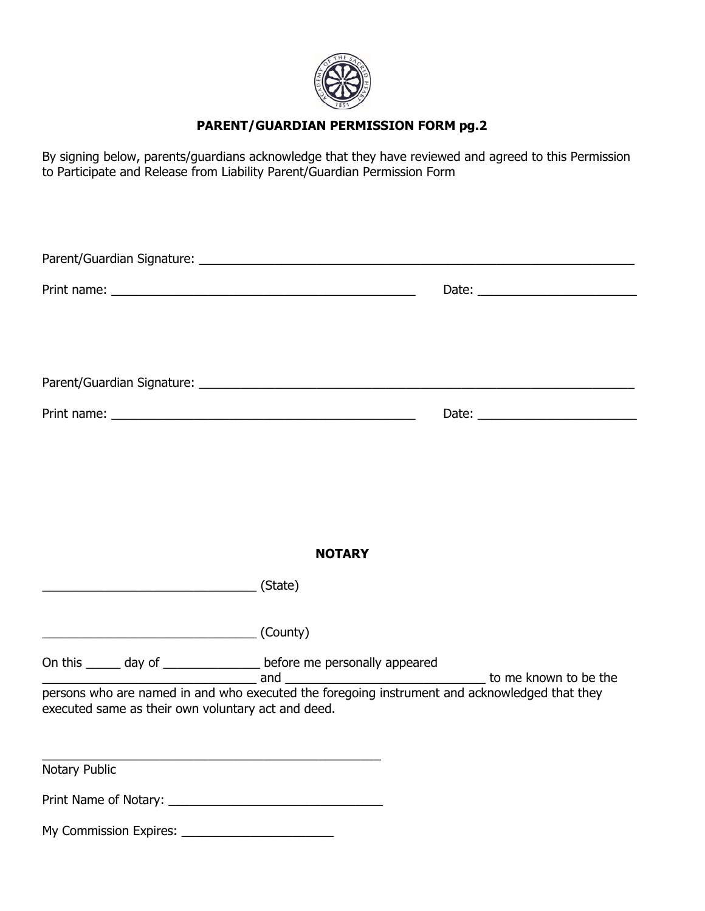## PARENT/GUARDIAN PERMISSION FORM pg.2

By signing below, parents/guardians acknowledge that they have reviewed and agreed to this Permission to Participate and Release from Liability Parent/Guardian Permission Form

Parent/Guardian Signature: ____________________________________________________________

Print name: ________________________________________ Date: ______________________

Parent/Guardian Signature: ____________________________________________________________

Print name: ________________________________________ Date: ______________________

## NOTARY

____________________________ (State)

____________________________ (County)

On this _____ day of _____________ before me personally appeared _____________________________ and ____________________________ to me known to be the persons who are named in and who executed the foregoing instrument and acknowledged that they executed same as their own voluntary act and deed.

_____________________________________________

Notary Public

Print Name of Notary: ____________________________

My Commission Expires: _____________________